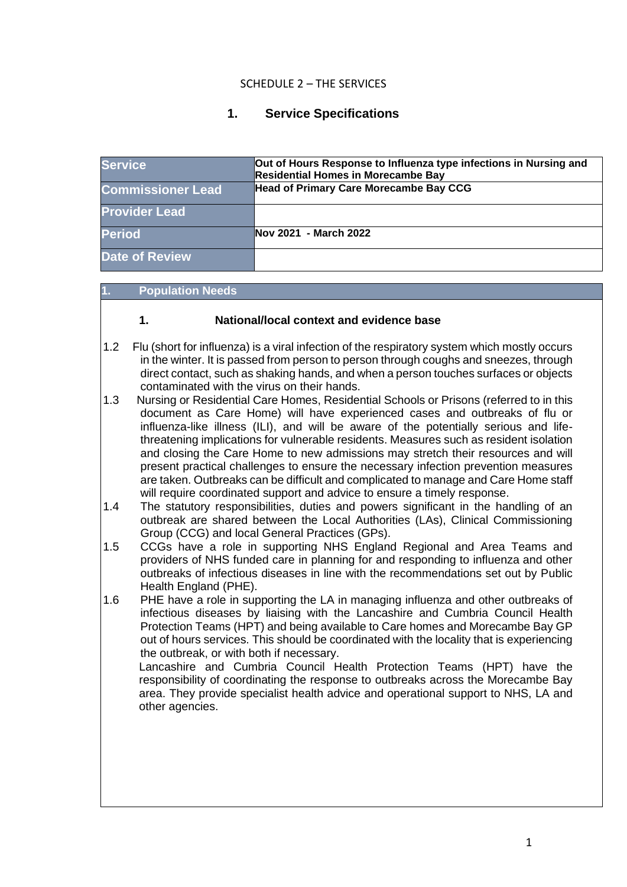SCHEDULE 2 – THE SERVICES

## 1. Service Specifications

| | |
|---|---|
| **Service** | **Out of Hours Response to Influenza type infections in Nursing and Residential Homes in Morecambe Bay** |
| **Commissioner Lead** | **Head of Primary Care Morecambe Bay CCG** |
| **Provider Lead** | |
| **Period** | **Nov 2021 - March 2022** |
| **Date of Review** | |

### 1. Population Needs

#### 1. National/local context and evidence base

1.2 Flu (short for influenza) is a viral infection of the respiratory system which mostly occurs in the winter. It is passed from person to person through coughs and sneezes, through direct contact, such as shaking hands, and when a person touches surfaces or objects contaminated with the virus on their hands.

1.3 Nursing or Residential Care Homes, Residential Schools or Prisons (referred to in this document as Care Home) will have experienced cases and outbreaks of flu or influenza-like illness (ILI), and will be aware of the potentially serious and life-threatening implications for vulnerable residents. Measures such as resident isolation and closing the Care Home to new admissions may stretch their resources and will present practical challenges to ensure the necessary infection prevention measures are taken. Outbreaks can be difficult and complicated to manage and Care Home staff will require coordinated support and advice to ensure a timely response.

1.4 The statutory responsibilities, duties and powers significant in the handling of an outbreak are shared between the Local Authorities (LAs), Clinical Commissioning Group (CCG) and local General Practices (GPs).

1.5 CCGs have a role in supporting NHS England Regional and Area Teams and providers of NHS funded care in planning for and responding to influenza and other outbreaks of infectious diseases in line with the recommendations set out by Public Health England (PHE).

1.6 PHE have a role in supporting the LA in managing influenza and other outbreaks of infectious diseases by liaising with the Lancashire and Cumbria Council Health Protection Teams (HPT) and being available to Care homes and Morecambe Bay GP out of hours services. This should be coordinated with the locality that is experiencing the outbreak, or with both if necessary.

Lancashire and Cumbria Council Health Protection Teams (HPT) have the responsibility of coordinating the response to outbreaks across the Morecambe Bay area. They provide specialist health advice and operational support to NHS, LA and other agencies.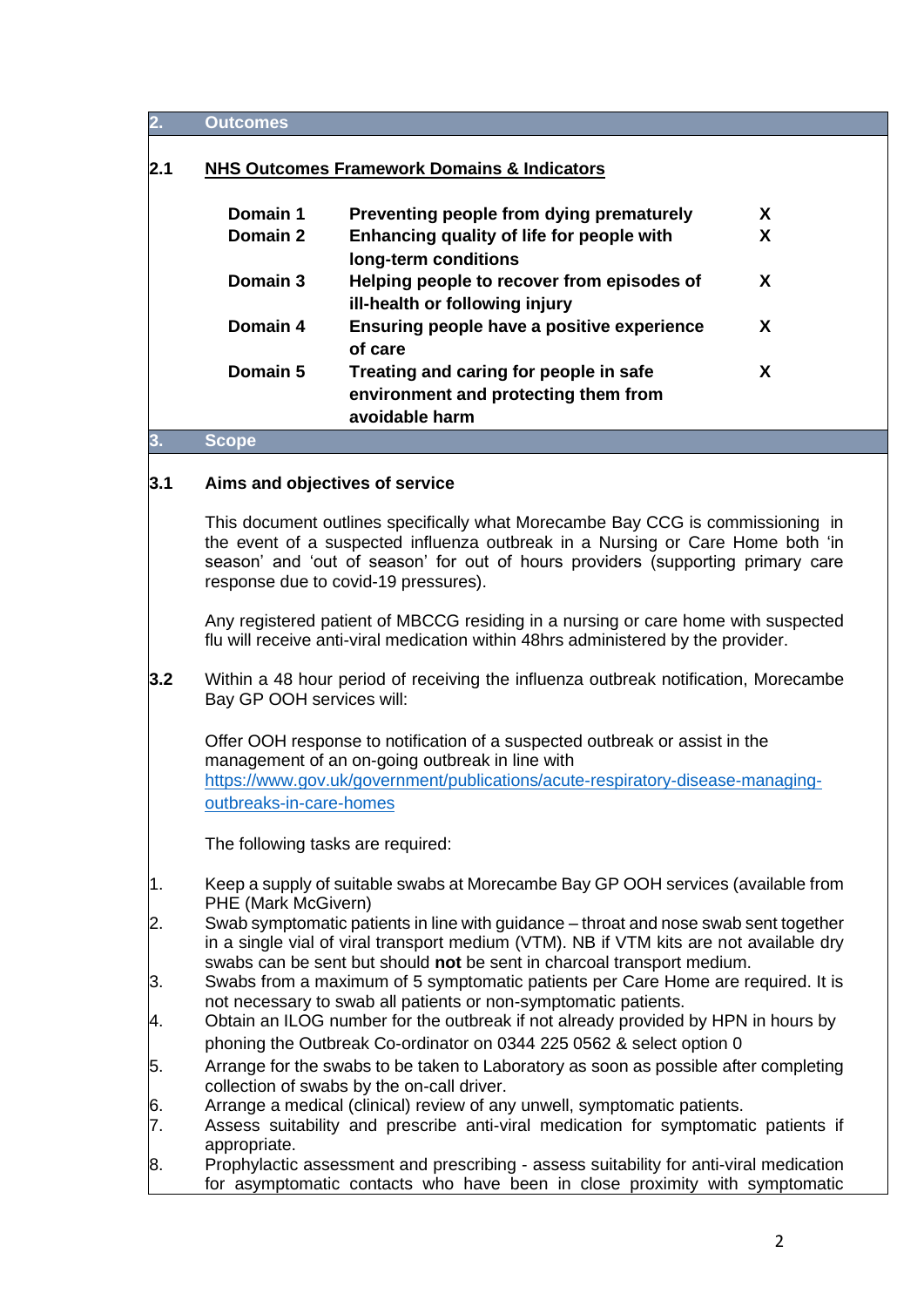## 2. Outcomes

### 2.1 NHS Outcomes Framework Domains & Indicators

| | | |
|---|---|---|
| **Domain 1** | **Preventing people from dying prematurely** | **X** |
| **Domain 2** | **Enhancing quality of life for people with long-term conditions** | **X** |
| **Domain 3** | **Helping people to recover from episodes of ill-health or following injury** | **X** |
| **Domain 4** | **Ensuring people have a positive experience of care** | **X** |
| **Domain 5** | **Treating and caring for people in safe environment and protecting them from avoidable harm** | **X** |

## 3. Scope

### 3.1 Aims and objectives of service

This document outlines specifically what Morecambe Bay CCG is commissioning in the event of a suspected influenza outbreak in a Nursing or Care Home both 'in season' and 'out of season' for out of hours providers (supporting primary care response due to covid-19 pressures).

Any registered patient of MBCCG residing in a nursing or care home with suspected flu will receive anti-viral medication within 48hrs administered by the provider.

**3.2** Within a 48 hour period of receiving the influenza outbreak notification, Morecambe Bay GP OOH services will:

Offer OOH response to notification of a suspected outbreak or assist in the management of an on-going outbreak in line with https://www.gov.uk/government/publications/acute-respiratory-disease-managing-outbreaks-in-care-homes

The following tasks are required:

1. Keep a supply of suitable swabs at Morecambe Bay GP OOH services (available from PHE (Mark McGivern)
2. Swab symptomatic patients in line with guidance – throat and nose swab sent together in a single vial of viral transport medium (VTM). NB if VTM kits are not available dry swabs can be sent but should **not** be sent in charcoal transport medium.
3. Swabs from a maximum of 5 symptomatic patients per Care Home are required. It is not necessary to swab all patients or non-symptomatic patients.
4. Obtain an ILOG number for the outbreak if not already provided by HPN in hours by phoning the Outbreak Co-ordinator on 0344 225 0562 & select option 0
5. Arrange for the swabs to be taken to Laboratory as soon as possible after completing collection of swabs by the on-call driver.
6. Arrange a medical (clinical) review of any unwell, symptomatic patients.
7. Assess suitability and prescribe anti-viral medication for symptomatic patients if appropriate.
8. Prophylactic assessment and prescribing - assess suitability for anti-viral medication for asymptomatic contacts who have been in close proximity with symptomatic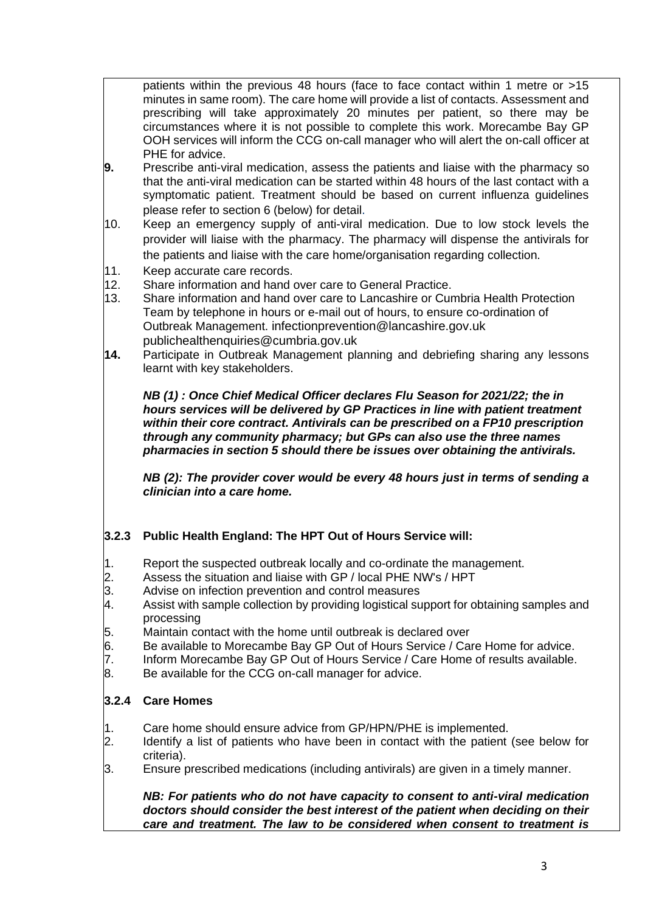patients within the previous 48 hours (face to face contact within 1 metre or >15 minutes in same room). The care home will provide a list of contacts. Assessment and prescribing will take approximately 20 minutes per patient, so there may be circumstances where it is not possible to complete this work. Morecambe Bay GP OOH services will inform the CCG on-call manager who will alert the on-call officer at PHE for advice.

**9.** Prescribe anti-viral medication, assess the patients and liaise with the pharmacy so that the anti-viral medication can be started within 48 hours of the last contact with a symptomatic patient. Treatment should be based on current influenza guidelines please refer to section 6 (below) for detail.

10. Keep an emergency supply of anti-viral medication. Due to low stock levels the provider will liaise with the pharmacy. The pharmacy will dispense the antivirals for the patients and liaise with the care home/organisation regarding collection.

11. Keep accurate care records.

12. Share information and hand over care to General Practice.

13. Share information and hand over care to Lancashire or Cumbria Health Protection Team by telephone in hours or e-mail out of hours, to ensure co-ordination of Outbreak Management. infectionprevention@lancashire.gov.uk publichealthenquiries@cumbria.gov.uk

**14.** Participate in Outbreak Management planning and debriefing sharing any lessons learnt with key stakeholders.

***NB (1) : Once Chief Medical Officer declares Flu Season for 2021/22; the in hours services will be delivered by GP Practices in line with patient treatment within their core contract. Antivirals can be prescribed on a FP10 prescription through any community pharmacy; but GPs can also use the three names pharmacies in section 5 should there be issues over obtaining the antivirals.***

***NB (2): The provider cover would be every 48 hours just in terms of sending a clinician into a care home.***

### 3.2.3 Public Health England: The HPT Out of Hours Service will:

1. Report the suspected outbreak locally and co-ordinate the management.
2. Assess the situation and liaise with GP / local PHE NW's / HPT
3. Advise on infection prevention and control measures
4. Assist with sample collection by providing logistical support for obtaining samples and processing
5. Maintain contact with the home until outbreak is declared over
6. Be available to Morecambe Bay GP Out of Hours Service / Care Home for advice.
7. Inform Morecambe Bay GP Out of Hours Service / Care Home of results available.
8. Be available for the CCG on-call manager for advice.

### 3.2.4 Care Homes

1. Care home should ensure advice from GP/HPN/PHE is implemented.
2. Identify a list of patients who have been in contact with the patient (see below for criteria).
3. Ensure prescribed medications (including antivirals) are given in a timely manner.

***NB: For patients who do not have capacity to consent to anti-viral medication doctors should consider the best interest of the patient when deciding on their care and treatment. The law to be considered when consent to treatment is***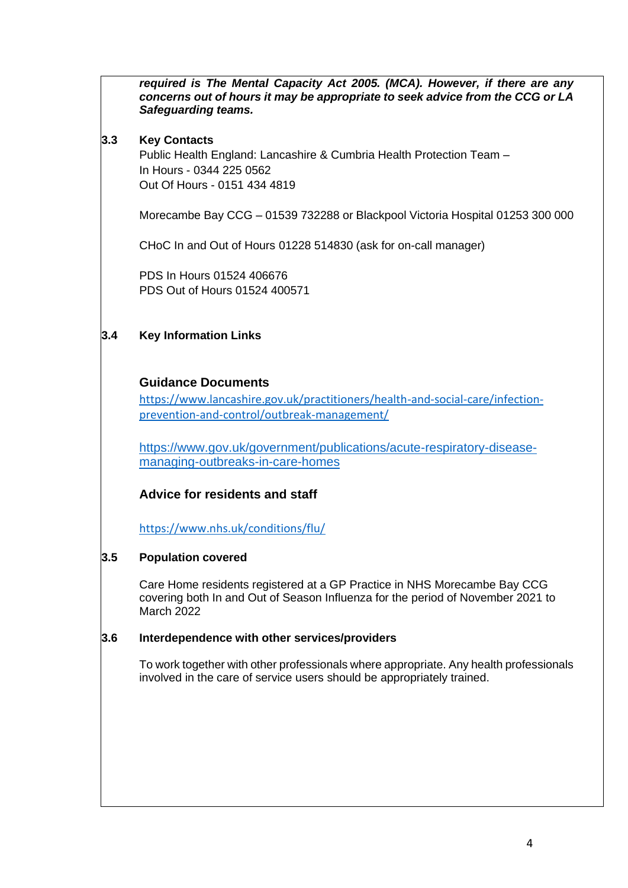***required is The Mental Capacity Act 2005. (MCA). However, if there are any concerns out of hours it may be appropriate to seek advice from the CCG or LA Safeguarding teams.***

## 3.3 Key Contacts

Public Health England: Lancashire & Cumbria Health Protection Team –
In Hours - 0344 225 0562
Out Of Hours - 0151 434 4819

Morecambe Bay CCG – 01539 732288 or Blackpool Victoria Hospital 01253 300 000

CHoC In and Out of Hours 01228 514830 (ask for on-call manager)

PDS In Hours 01524 406676
PDS Out of Hours 01524 400571

## 3.4 Key Information Links

### Guidance Documents

https://www.lancashire.gov.uk/practitioners/health-and-social-care/infection-prevention-and-control/outbreak-management/

https://www.gov.uk/government/publications/acute-respiratory-disease-managing-outbreaks-in-care-homes

### Advice for residents and staff

https://www.nhs.uk/conditions/flu/

## 3.5 Population covered

Care Home residents registered at a GP Practice in NHS Morecambe Bay CCG covering both In and Out of Season Influenza for the period of November 2021 to March 2022

## 3.6 Interdependence with other services/providers

To work together with other professionals where appropriate. Any health professionals involved in the care of service users should be appropriately trained.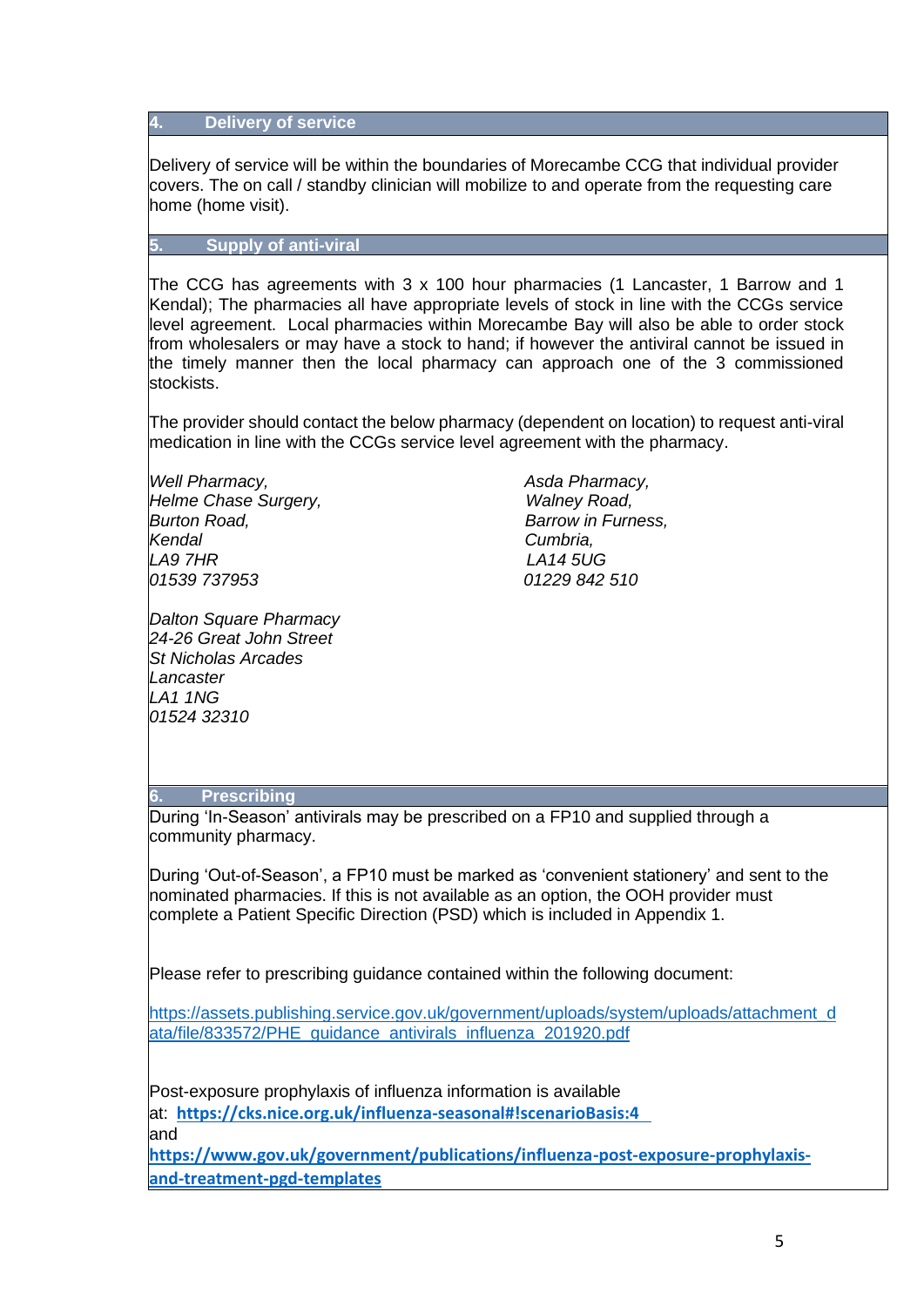## 4. Delivery of service

Delivery of service will be within the boundaries of Morecambe CCG that individual provider covers. The on call / standby clinician will mobilize to and operate from the requesting care home (home visit).

## 5. Supply of anti-viral

The CCG has agreements with 3 x 100 hour pharmacies (1 Lancaster, 1 Barrow and 1 Kendal); The pharmacies all have appropriate levels of stock in line with the CCGs service level agreement. Local pharmacies within Morecambe Bay will also be able to order stock from wholesalers or may have a stock to hand; if however the antiviral cannot be issued in the timely manner then the local pharmacy can approach one of the 3 commissioned stockists.

The provider should contact the below pharmacy (dependent on location) to request anti-viral medication in line with the CCGs service level agreement with the pharmacy.

*Well Pharmacy,*
*Helme Chase Surgery,*
*Burton Road,*
*Kendal*
*LA9 7HR*
*01539 737953*

*Asda Pharmacy,*
*Walney Road,*
*Barrow in Furness,*
*Cumbria,*
*LA14 5UG*
*01229 842 510*

*Dalton Square Pharmacy*
*24-26 Great John Street*
*St Nicholas Arcades*
*Lancaster*
*LA1 1NG*
*01524 32310*

## 6. Prescribing

During 'In-Season' antivirals may be prescribed on a FP10 and supplied through a community pharmacy.

During 'Out-of-Season', a FP10 must be marked as 'convenient stationery' and sent to the nominated pharmacies. If this is not available as an option, the OOH provider must complete a Patient Specific Direction (PSD) which is included in Appendix 1.

Please refer to prescribing guidance contained within the following document:

https://assets.publishing.service.gov.uk/government/uploads/system/uploads/attachment_data/file/833572/PHE_guidance_antivirals_influenza_201920.pdf

Post-exposure prophylaxis of influenza information is available at: **https://cks.nice.org.uk/influenza-seasonal#!scenarioBasis:4**
and
**https://www.gov.uk/government/publications/influenza-post-exposure-prophylaxis-and-treatment-pgd-templates**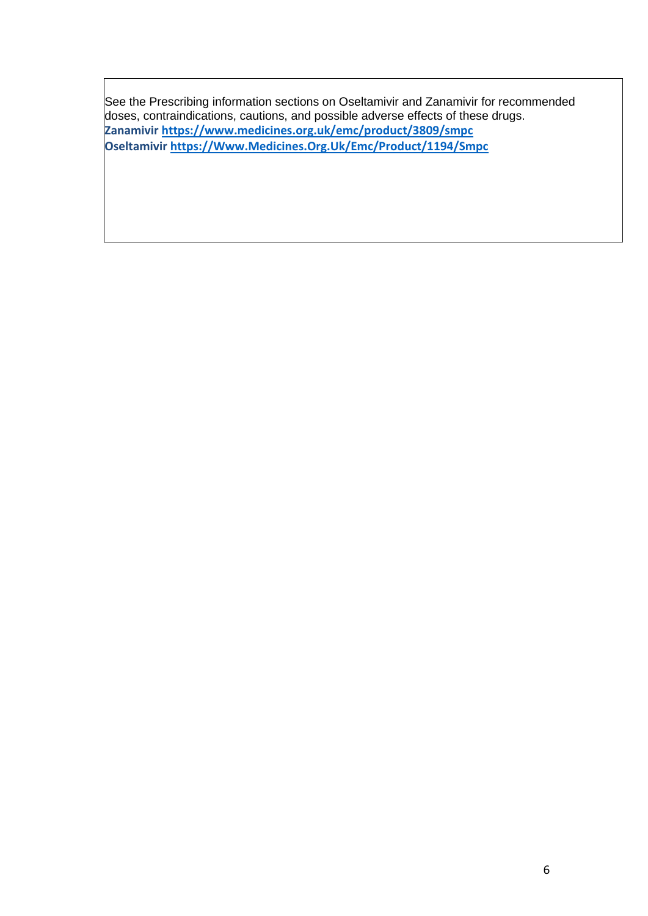See the Prescribing information sections on Oseltamivir and Zanamivir for recommended doses, contraindications, cautions, and possible adverse effects of these drugs.

**Zanamivir** https://www.medicines.org.uk/emc/product/3809/smpc

**Oseltamivir** https://Www.Medicines.Org.Uk/Emc/Product/1194/Smpc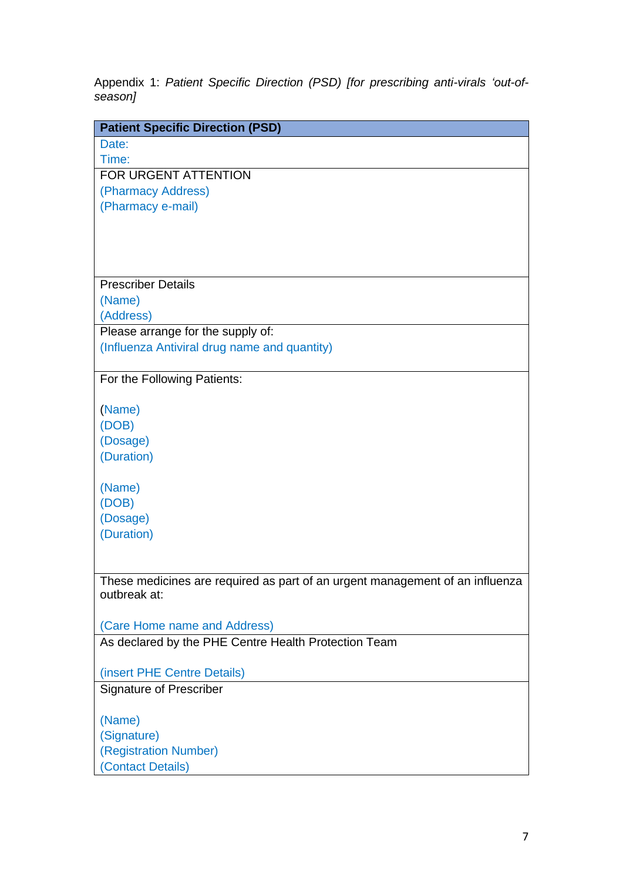Appendix 1: *Patient Specific Direction (PSD) [for prescribing anti-virals 'out-of-season]*

| **Patient Specific Direction (PSD)** |
|---|
| Date:<br>Time: |
| FOR URGENT ATTENTION<br>(Pharmacy Address)<br>(Pharmacy e-mail) |
| Prescriber Details<br>(Name)<br>(Address) |
| Please arrange for the supply of:<br>(Influenza Antiviral drug name and quantity) |
| For the Following Patients:<br><br>(Name)<br>(DOB)<br>(Dosage)<br>(Duration)<br><br>(Name)<br>(DOB)<br>(Dosage)<br>(Duration) |
| These medicines are required as part of an urgent management of an influenza outbreak at:<br><br>(Care Home name and Address) |
| As declared by the PHE Centre Health Protection Team<br><br>(insert PHE Centre Details) |
| Signature of Prescriber<br><br>(Name)<br>(Signature)<br>(Registration Number)<br>(Contact Details) |